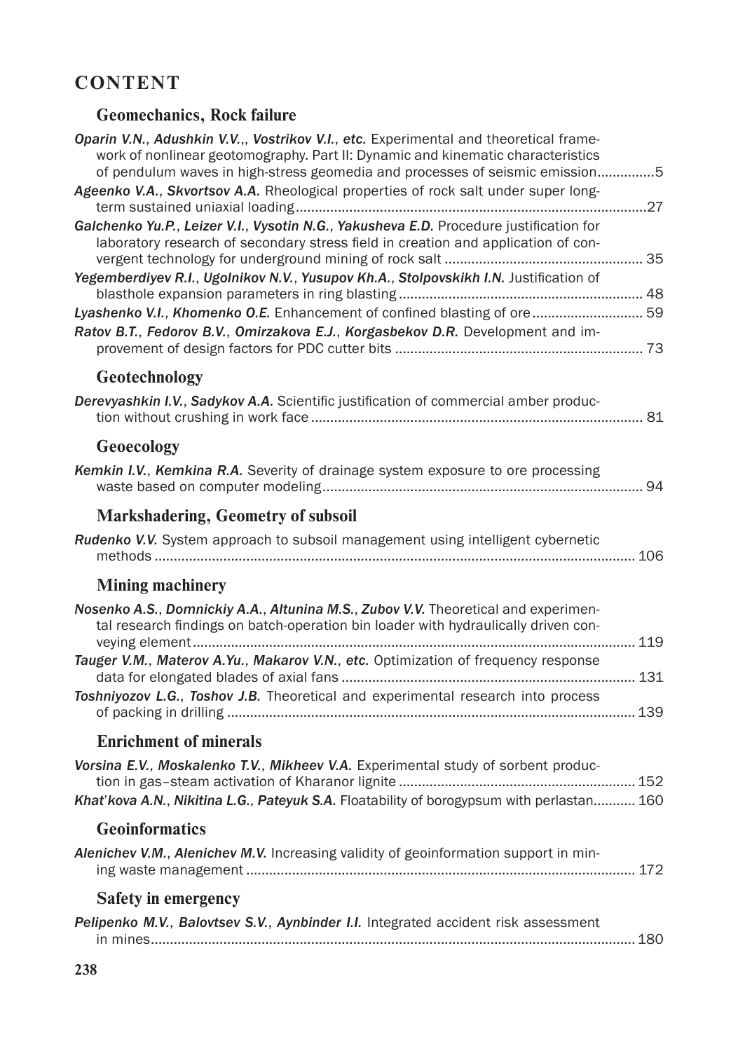# CONTENT

## Geomechanics, Rock failure

***Oparin V.N., Adushkin V.V.,, Vostrikov V.I., etc.*** Experimental and theoretical framework of nonlinear geotomography. Part II: Dynamic and kinematic characteristics of pendulum waves in high-stress geomedia and processes of seismic emission..............5

***Ageenko V.A., Skvortsov A.A.*** Rheological properties of rock salt under super long-term sustained uniaxial loading...........................................................................................27

***Galchenko Yu.P., Leizer V.I., Vysotin N.G., Yakusheva E.D.*** Procedure justification for laboratory research of secondary stress field in creation and application of convergent technology for underground mining of rock salt .................................................... 35

***Yegemberdiyev R.I., Ugolnikov N.V., Yusupov Kh.A., Stolpovskikh I.N.*** Justification of blasthole expansion parameters in ring blasting ................................................................ 48

***Lyashenko V.I., Khomenko O.E.*** Enhancement of confined blasting of ore............................ 59

***Ratov B.T., Fedorov B.V., Omirzakova E.J., Korgasbekov D.R.*** Development and improvement of design factors for PDC cutter bits ................................................................. 73

## Geotechnology

***Derevyashkin I.V., Sadykov A.A.*** Scientific justification of commercial amber production without crushing in work face....................................................................................... 81

## Geoecology

***Kemkin I.V., Kemkina R.A.*** Severity of drainage system exposure to ore processing waste based on computer modeling.................................................................................... 94

## Markshadering, Geometry of subsoil

***Rudenko V.V.*** System approach to subsoil management using intelligent cybernetic methods ............................................................................................................................. 106

## Mining machinery

***Nosenko A.S., Domnickiy A.A., Altunina M.S., Zubov V.V.*** Theoretical and experimental research findings on batch-operation bin loader with hydraulically driven conveying element.................................................................................................................. 119

***Tauger V.M., Materov A.Yu., Makarov V.N., etc.*** Optimization of frequency response data for elongated blades of axial fans ............................................................................ 131

***Toshniyozov L.G., Toshov J.B.*** Theoretical and experimental research into process of packing in drilling ........................................................................................................... 139

## Enrichment of minerals

***Vorsina E.V., Moskalenko T.V., Mikheev V.A.*** Experimental study of sorbent production in gas–steam activation of Kharanor lignite ............................................................. 152

***Khat'kova A.N., Nikitina L.G., Pateyuk S.A.*** Floatability of borogypsum with perlastan........... 160

## Geoinformatics

***Alenichev V.M., Alenichev M.V.*** Increasing validity of geoinformation support in mining waste management ...................................................................................................... 172

## Safety in emergency

***Pelipenko M.V., Balovtsev S.V., Aynbinder I.I.*** Integrated accident risk assessment in mines............................................................................................................................. 180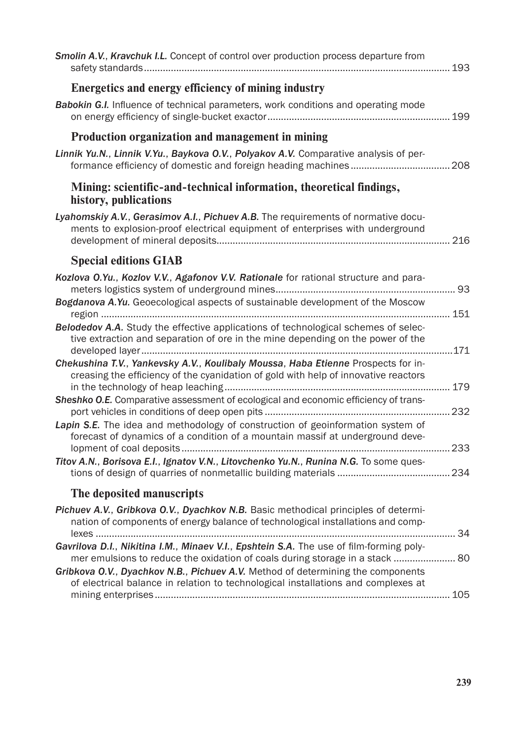*Smolin A.V., Kravchuk I.L.* Concept of control over production process departure from safety standards ........ 193

## Energetics and energy efficiency of mining industry

*Babokin G.I.* Influence of technical parameters, work conditions and operating mode on energy efficiency of single-bucket exactor ........ 199

## Production organization and management in mining

*Linnik Yu.N., Linnik V.Yu., Baykova O.V., Polyakov A.V.* Comparative analysis of performance efficiency of domestic and foreign heading machines ........ 208

## Mining: scientific-and-technical information, theoretical findings, history, publications

*Lyahomskiy A.V., Gerasimov A.I., Pichuev A.B.* The requirements of normative documents to explosion-proof electrical equipment of enterprises with underground development of mineral deposits ........ 216

## Special editions GIAB

*Kozlova O.Yu., Kozlov V.V., Agafonov V.V. Rationale* for rational structure and parameters logistics system of underground mines ........ 93

*Bogdanova A.Yu.* Geoecological aspects of sustainable development of the Moscow region ........ 151

*Belodedov A.A.* Study the effective applications of technological schemes of selective extraction and separation of ore in the mine depending on the power of the developed layer ........ 171

*Chekushina T.V., Yankevsky A.V., Koulibaly Moussa, Haba Etienne* Prospects for increasing the efficiency of the cyanidation of gold with help of innovative reactors in the technology of heap leaching ........ 179

*Sheshko O.E.* Comparative assessment of ecological and economic efficiency of transport vehicles in conditions of deep open pits ........ 232

*Lapin S.E.* The idea and methodology of construction of geoinformation system of forecast of dynamics of a condition of a mountain massif at underground development of coal deposits ........ 233

*Titov A.N., Borisova E.I., Ignatov V.N., Litovchenko Yu.N., Runina N.G.* To some questions of design of quarries of nonmetallic building materials ........ 234

## The deposited manuscripts

*Pichuev A.V., Gribkova O.V., Dyachkov N.B.* Basic methodical principles of determination of components of energy balance of technological installations and complexes ........ 34

*Gavrilova D.I., Nikitina I.M., Minaev V.I., Epshtein S.A.* The use of film-forming polymer emulsions to reduce the oxidation of coals during storage in a stack ........ 80

*Gribkova O.V., Dyachkov N.B., Pichuev A.V.* Method of determining the components of electrical balance in relation to technological installations and complexes at mining enterprises ........ 105